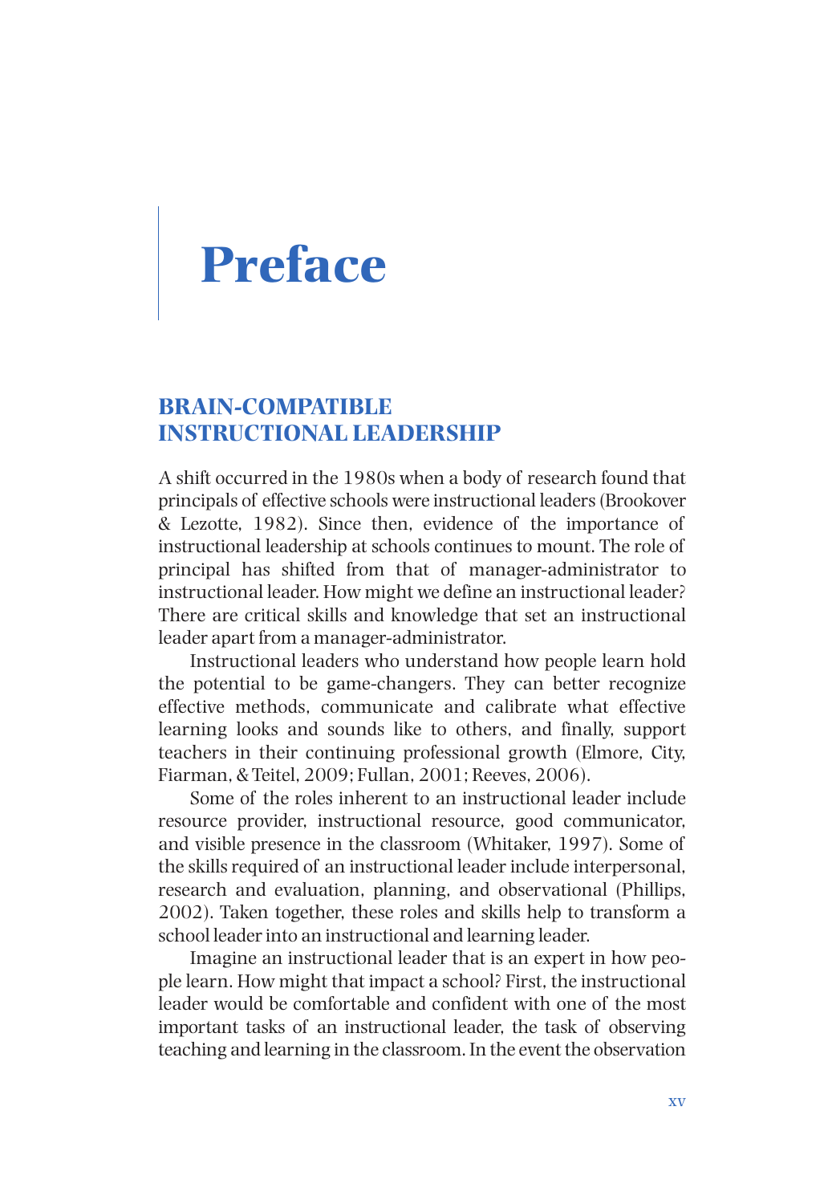# Preface

## BRAIN-COMPATIBLE INSTRUCTIONAL LEADERSHIP

A shift occurred in the 1980s when a body of research found that principals of effective schools were instructional leaders (Brookover & Lezotte, 1982). Since then, evidence of the importance of instructional leadership at schools continues to mount. The role of principal has shifted from that of manager-administrator to instructional leader. How might we define an instructional leader? There are critical skills and knowledge that set an instructional leader apart from a manager-administrator.

Instructional leaders who understand how people learn hold the potential to be game-changers. They can better recognize effective methods, communicate and calibrate what effective learning looks and sounds like to others, and finally, support teachers in their continuing professional growth (Elmore, City, Fiarman, & Teitel, 2009; Fullan, 2001; Reeves, 2006).

Some of the roles inherent to an instructional leader include resource provider, instructional resource, good communicator, and visible presence in the classroom (Whitaker, 1997). Some of the skills required of an instructional leader include interpersonal, research and evaluation, planning, and observational (Phillips, 2002). Taken together, these roles and skills help to transform a school leader into an instructional and learning leader.

Imagine an instructional leader that is an expert in how people learn. How might that impact a school? First, the instructional leader would be comfortable and confident with one of the most important tasks of an instructional leader, the task of observing teaching and learning in the classroom. In the event the observation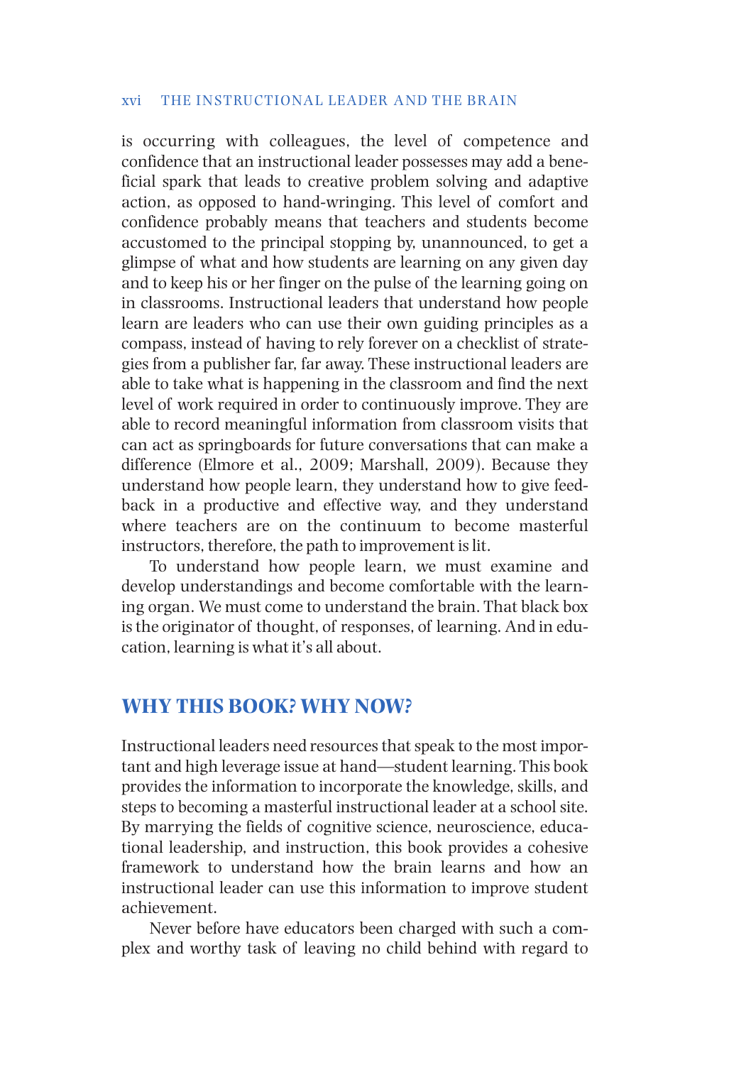is occurring with colleagues, the level of competence and confidence that an instructional leader possesses may add a beneficial spark that leads to creative problem solving and adaptive action, as opposed to hand-wringing. This level of comfort and confidence probably means that teachers and students become accustomed to the principal stopping by, unannounced, to get a glimpse of what and how students are learning on any given day and to keep his or her finger on the pulse of the learning going on in classrooms. Instructional leaders that understand how people learn are leaders who can use their own guiding principles as a compass, instead of having to rely forever on a checklist of strategies from a publisher far, far away. These instructional leaders are able to take what is happening in the classroom and find the next level of work required in order to continuously improve. They are able to record meaningful information from classroom visits that can act as springboards for future conversations that can make a difference (Elmore et al., 2009; Marshall, 2009). Because they understand how people learn, they understand how to give feedback in a productive and effective way, and they understand where teachers are on the continuum to become masterful instructors, therefore, the path to improvement is lit.

To understand how people learn, we must examine and develop understandings and become comfortable with the learning organ. We must come to understand the brain. That black box is the originator of thought, of responses, of learning. And in education, learning is what it's all about.

## WHY THIS BOOK? WHY NOW?

Instructional leaders need resources that speak to the most important and high leverage issue at hand—student learning. This book provides the information to incorporate the knowledge, skills, and steps to becoming a masterful instructional leader at a school site. By marrying the fields of cognitive science, neuroscience, educational leadership, and instruction, this book provides a cohesive framework to understand how the brain learns and how an instructional leader can use this information to improve student achievement.

Never before have educators been charged with such a complex and worthy task of leaving no child behind with regard to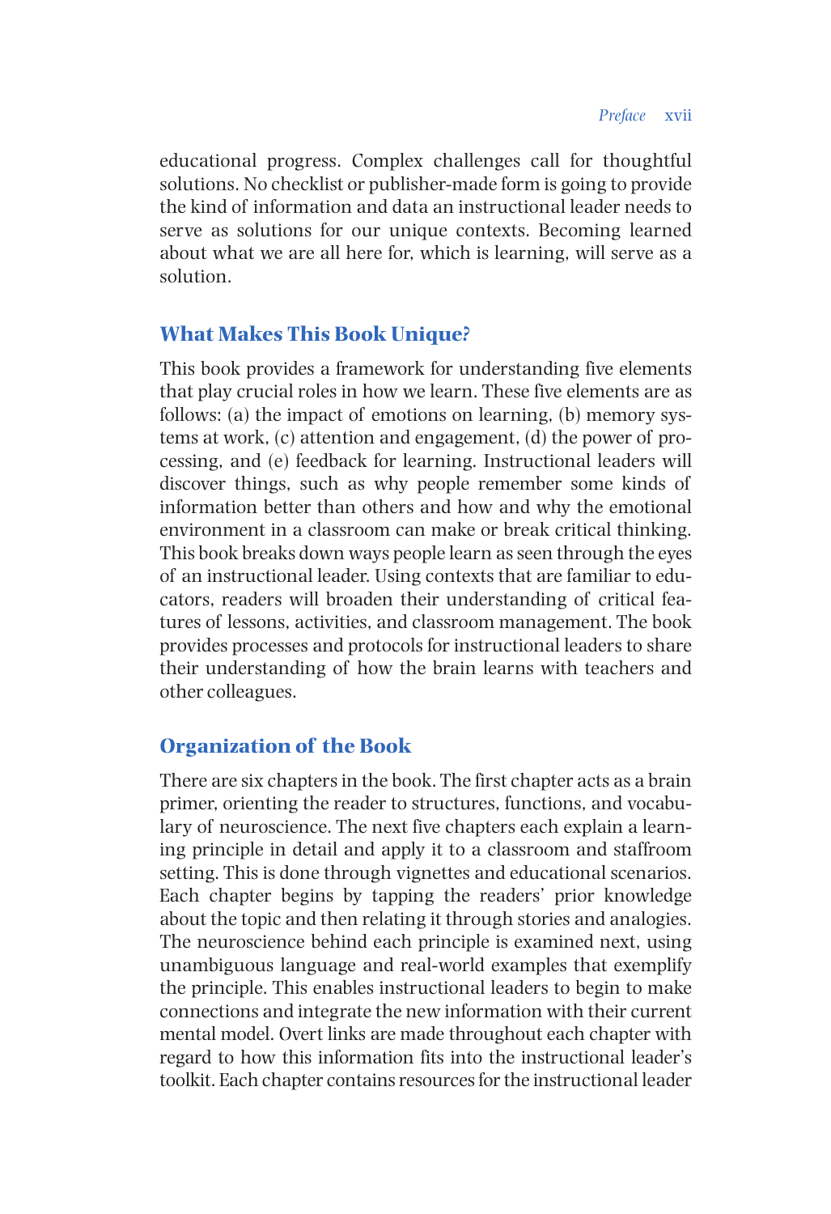educational progress. Complex challenges call for thoughtful solutions. No checklist or publisher-made form is going to provide the kind of information and data an instructional leader needs to serve as solutions for our unique contexts. Becoming learned about what we are all here for, which is learning, will serve as a solution.

## What Makes This Book Unique?

This book provides a framework for understanding five elements that play crucial roles in how we learn. These five elements are as follows: (a) the impact of emotions on learning, (b) memory systems at work, (c) attention and engagement, (d) the power of processing, and (e) feedback for learning. Instructional leaders will discover things, such as why people remember some kinds of information better than others and how and why the emotional environment in a classroom can make or break critical thinking. This book breaks down ways people learn as seen through the eyes of an instructional leader. Using contexts that are familiar to educators, readers will broaden their understanding of critical features of lessons, activities, and classroom management. The book provides processes and protocols for instructional leaders to share their understanding of how the brain learns with teachers and other colleagues.

## Organization of the Book

There are six chapters in the book. The first chapter acts as a brain primer, orienting the reader to structures, functions, and vocabulary of neuroscience. The next five chapters each explain a learning principle in detail and apply it to a classroom and staffroom setting. This is done through vignettes and educational scenarios. Each chapter begins by tapping the readers' prior knowledge about the topic and then relating it through stories and analogies. The neuroscience behind each principle is examined next, using unambiguous language and real-world examples that exemplify the principle. This enables instructional leaders to begin to make connections and integrate the new information with their current mental model. Overt links are made throughout each chapter with regard to how this information fits into the instructional leader's toolkit. Each chapter contains resources for the instructional leader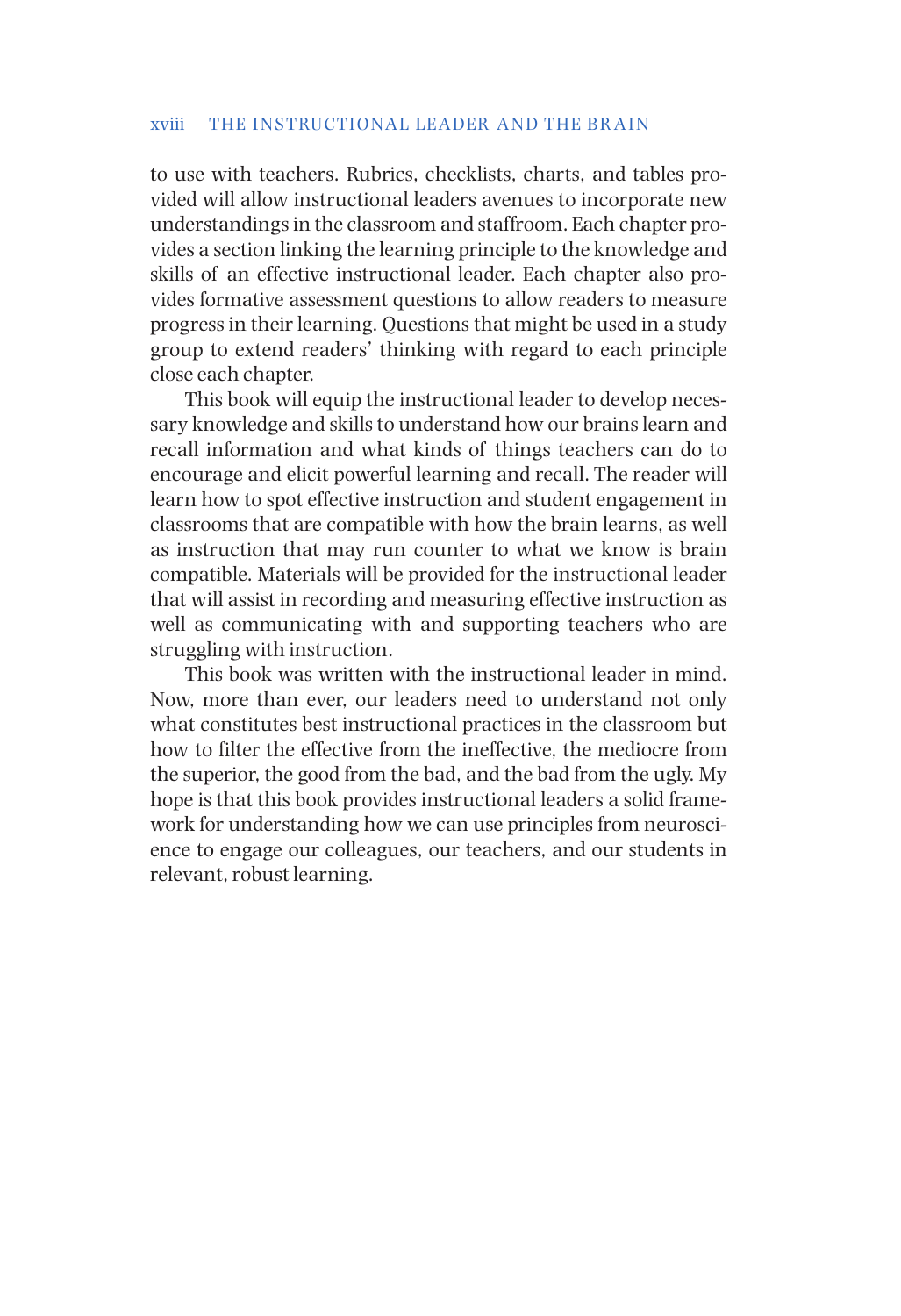to use with teachers. Rubrics, checklists, charts, and tables provided will allow instructional leaders avenues to incorporate new understandings in the classroom and staffroom. Each chapter provides a section linking the learning principle to the knowledge and skills of an effective instructional leader. Each chapter also provides formative assessment questions to allow readers to measure progress in their learning. Questions that might be used in a study group to extend readers' thinking with regard to each principle close each chapter.

This book will equip the instructional leader to develop necessary knowledge and skills to understand how our brains learn and recall information and what kinds of things teachers can do to encourage and elicit powerful learning and recall. The reader will learn how to spot effective instruction and student engagement in classrooms that are compatible with how the brain learns, as well as instruction that may run counter to what we know is brain compatible. Materials will be provided for the instructional leader that will assist in recording and measuring effective instruction as well as communicating with and supporting teachers who are struggling with instruction.

This book was written with the instructional leader in mind. Now, more than ever, our leaders need to understand not only what constitutes best instructional practices in the classroom but how to filter the effective from the ineffective, the mediocre from the superior, the good from the bad, and the bad from the ugly. My hope is that this book provides instructional leaders a solid framework for understanding how we can use principles from neuroscience to engage our colleagues, our teachers, and our students in relevant, robust learning.